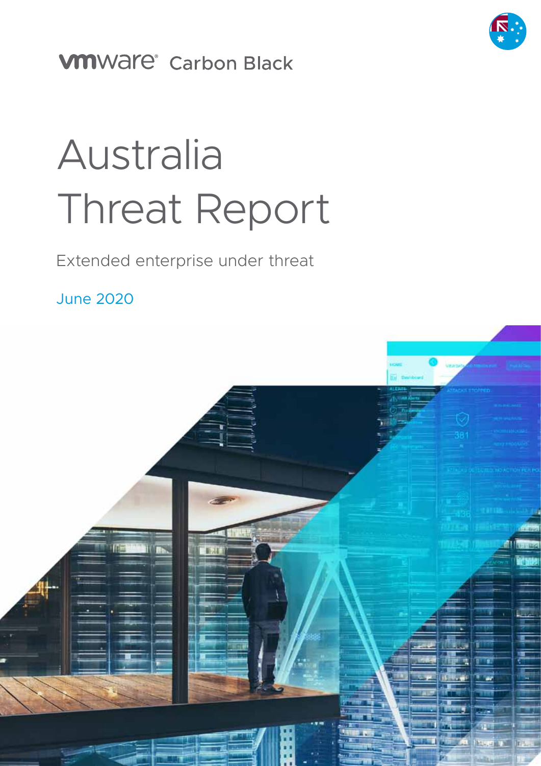vmware® Carbon Black

# Australia Threat Report

Extended enterprise under threat

June 2020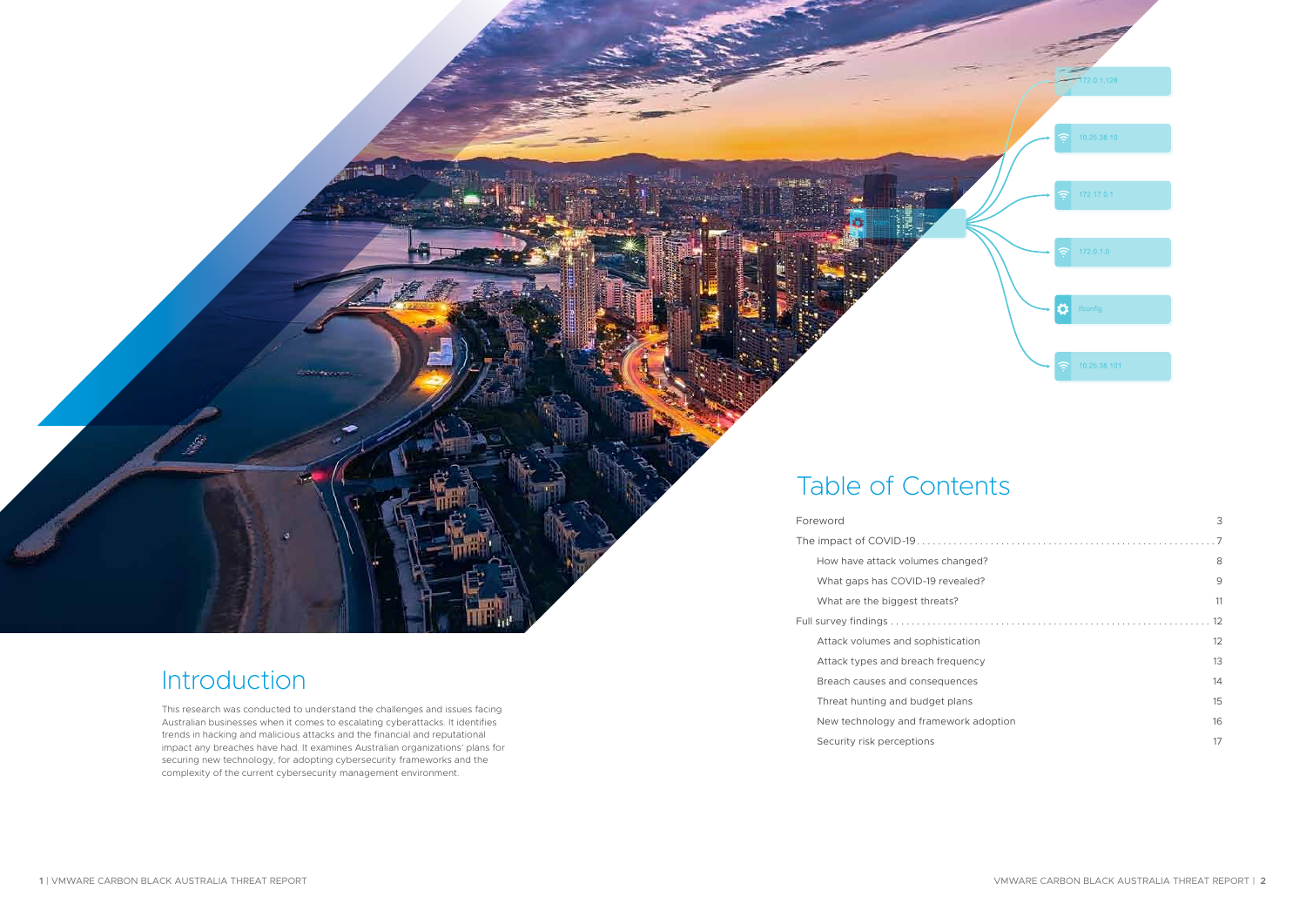# Introduction

This research was conducted to understand the challenges and issues facing Australian businesses when it comes to escalating cyberattacks. It identifies trends in hacking and malicious attacks and the financial and reputational impact any breaches have had. It examines Australian organizations' plans for securing new technology, for adopting cybersecurity frameworks and the complexity of the current cybersecurity management environment.

# Table of Contents

| | |
|---|---|
| Foreword | 3 |
| The impact of COVID-19 | 7 |
| How have attack volumes changed? | 8 |
| What gaps has COVID-19 revealed? | 9 |
| What are the biggest threats? | 11 |
| Full survey findings | 12 |
| Attack volumes and sophistication | 12 |
| Attack types and breach frequency | 13 |
| Breach causes and consequences | 14 |
| Threat hunting and budget plans | 15 |
| New technology and framework adoption | 16 |
| Security risk perceptions | 17 |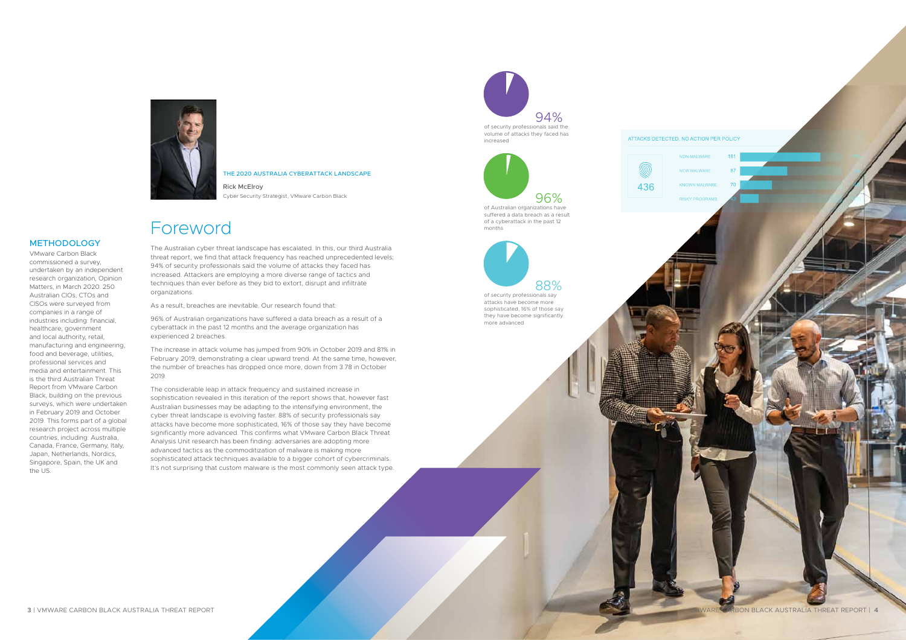## METHODOLOGY

VMware Carbon Black commissioned a survey, undertaken by an independent research organization, Opinion Matters, in March 2020. 250 Australian CIOs, CTOs and CISOs were surveyed from companies in a range of industries including: financial, healthcare, government and local authority, retail, manufacturing and engineering, food and beverage, utilities, professional services and media and entertainment. This is the third Australian Threat Report from VMware Carbon Black, building on the previous surveys, which were undertaken in February 2019 and October 2019. This forms part of a global research project across multiple countries, including: Australia, Canada, France, Germany, Italy, Japan, Netherlands, Nordics, Singapore, Spain, the UK and the US.

THE 2020 AUSTRALIA CYBERATTACK LANDSCAPE

Rick McElroy
Cyber Security Strategist, VMware Carbon Black

# Foreword

The Australian cyber threat landscape has escalated. In this, our third Australia threat report, we find that attack frequency has reached unprecedented levels; 94% of security professionals said the volume of attacks they faced has increased. Attackers are employing a more diverse range of tactics and techniques than ever before as they bid to extort, disrupt and infiltrate organizations.

As a result, breaches are inevitable. Our research found that:

96% of Australian organizations have suffered a data breach as a result of a cyberattack in the past 12 months and the average organization has experienced 2 breaches.

The increase in attack volume has jumped from 90% in October 2019 and 81% in February 2019, demonstrating a clear upward trend. At the same time, however, the number of breaches has dropped once more, down from 3.78 in October 2019.

The considerable leap in attack frequency and sustained increase in sophistication revealed in this iteration of the report shows that, however fast Australian businesses may be adapting to the intensifying environment, the cyber threat landscape is evolving faster. 88% of security professionals say attacks have become more sophisticated, 16% of those say they have become significantly more advanced. This confirms what VMware Carbon Black Threat Analysis Unit research has been finding: adversaries are adopting more advanced tactics as the commoditization of malware is making more sophisticated attack techniques available to a bigger cohort of cybercriminals. It's not surprising that custom malware is the most commonly seen attack type.

94%
of security professionals said the volume of attacks they faced has increased

96%
of Australian organizations have suffered a data breach as a result of a cyberattack in the past 12 months

88%
of security professionals say attacks have become more sophisticated, 16% of those say they have become significantly more advanced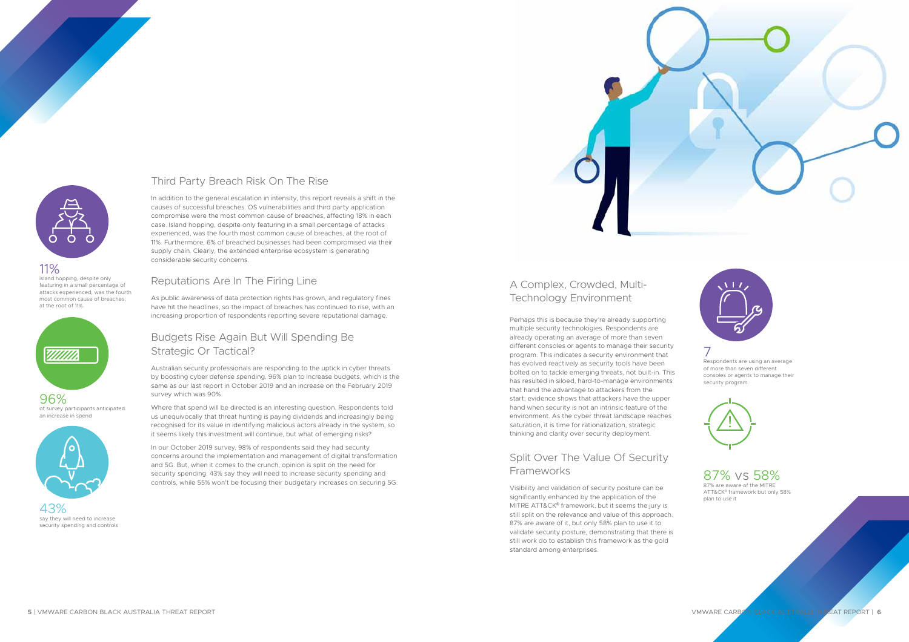## Third Party Breach Risk On The Rise

In addition to the general escalation in intensity, this report reveals a shift in the causes of successful breaches. OS vulnerabilities and third party application compromise were the most common cause of breaches, affecting 18% in each case. Island hopping, despite only featuring in a small percentage of attacks experienced, was the fourth most common cause of breaches, at the root of 11%. Furthermore, 6% of breached businesses had been compromised via their supply chain. Clearly, the extended enterprise ecosystem is generating considerable security concerns.

## Reputations Are In The Firing Line

As public awareness of data protection rights has grown, and regulatory fines have hit the headlines, so the impact of breaches has continued to rise, with an increasing proportion of respondents reporting severe reputational damage.

## Budgets Rise Again But Will Spending Be Strategic Or Tactical?

Australian security professionals are responding to the uptick in cyber threats by boosting cyber defense spending. 96% plan to increase budgets, which is the same as our last report in October 2019 and an increase on the February 2019 survey which was 90%.

Where that spend will be directed is an interesting question. Respondents told us unequivocally that threat hunting is paying dividends and increasingly being recognised for its value in identifying malicious actors already in the system, so it seems likely this investment will continue, but what of emerging risks?

In our October 2019 survey, 98% of respondents said they had security concerns around the implementation and management of digital transformation and 5G. But, when it comes to the crunch, opinion is split on the need for security spending. 43% say they will need to increase security spending and controls, while 55% won't be focusing their budgetary increases on securing 5G.

**11%**
Island hopping, despite only featuring in a small percentage of attacks experienced, was the fourth most common cause of breaches, at the root of 11%.

**96%**
of survey participants anticipated an increase in spend

**43%**
say they will need to increase security spending and controls

## A Complex, Crowded, Multi-Technology Environment

Perhaps this is because they're already supporting multiple security technologies. Respondents are already operating an average of more than seven different consoles or agents to manage their security program. This indicates a security environment that has evolved reactively as security tools have been bolted on to tackle emerging threats, not built-in. This has resulted in siloed, hard-to-manage environments that hand the advantage to attackers from the start; evidence shows that attackers have the upper hand when security is not an intrinsic feature of the environment. As the cyber threat landscape reaches saturation, it is time for rationalization, strategic thinking and clarity over security deployment.

## Split Over The Value Of Security Frameworks

Visibility and validation of security posture can be significantly enhanced by the application of the MITRE ATT&CK® framework, but it seems the jury is still split on the relevance and value of this approach. 87% are aware of it, but only 58% plan to use it to validate security posture, demonstrating that there is still work do to establish this framework as the gold standard among enterprises.

**7**
Respondents are using an average of more than seven different consoles or agents to manage their security program.

**87% vs 58%**
87% are aware of the MITRE ATT&CK® framework but only 58% plan to use it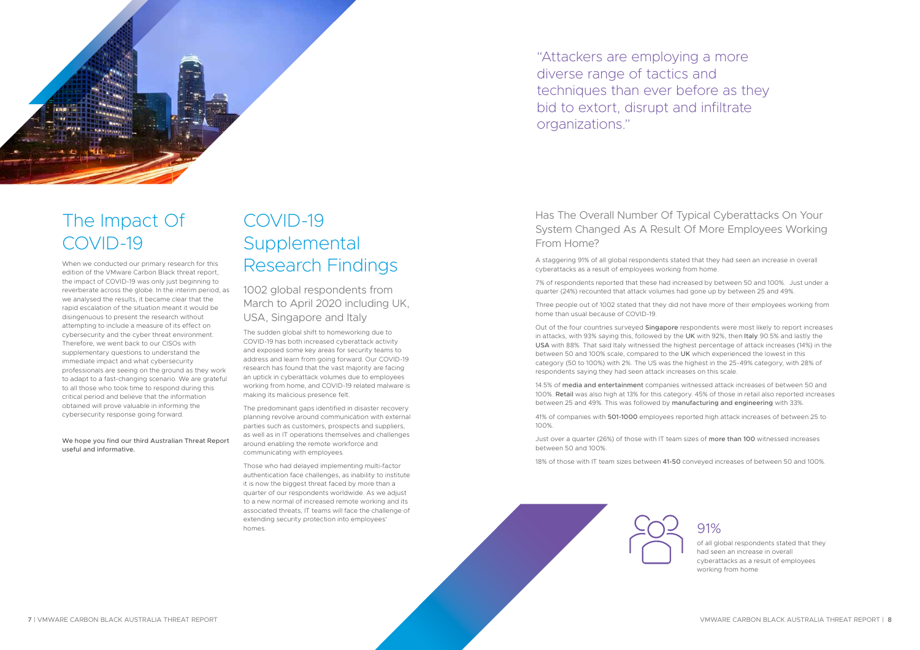# The Impact Of COVID-19

When we conducted our primary research for this edition of the VMware Carbon Black threat report, the impact of COVID-19 was only just beginning to reverberate across the globe. In the interim period, as we analysed the results, it became clear that the rapid escalation of the situation meant it would be disingenuous to present the research without attempting to include a measure of its effect on cybersecurity and the cyber threat environment. Therefore, we went back to our CISOs with supplementary questions to understand the immediate impact and what cybersecurity professionals are seeing on the ground as they work to adapt to a fast-changing scenario. We are grateful to all those who took time to respond during this critical period and believe that the information obtained will prove valuable in informing the cybersecurity response going forward.

We hope you find our third Australian Threat Report useful and informative.

# COVID-19 Supplemental Research Findings

## 1002 global respondents from March to April 2020 including UK, USA, Singapore and Italy

The sudden global shift to homeworking due to COVID-19 has both increased cyberattack activity and exposed some key areas for security teams to address and learn from going forward. Our COVID-19 research has found that the vast majority are facing an uptick in cyberattack volumes due to employees working from home, and COVID-19 related malware is making its malicious presence felt.

The predominant gaps identified in disaster recovery planning revolve around communication with external parties such as customers, prospects and suppliers, as well as in IT operations themselves and challenges around enabling the remote workforce and communicating with employees.

Those who had delayed implementing multi-factor authentication face challenges, as inability to institute it is now the biggest threat faced by more than a quarter of our respondents worldwide. As we adjust to a new normal of increased remote working and its associated threats, IT teams will face the challenge of extending security protection into employees' homes.

"Attackers are employing a more diverse range of tactics and techniques than ever before as they bid to extort, disrupt and infiltrate organizations."

## Has The Overall Number Of Typical Cyberattacks On Your System Changed As A Result Of More Employees Working From Home?

A staggering 91% of all global respondents stated that they had seen an increase in overall cyberattacks as a result of employees working from home.

7% of respondents reported that these had increased by between 50 and 100%. Just under a quarter (24%) recounted that attack volumes had gone up by between 25 and 49%.

Three people out of 1002 stated that they did not have more of their employees working from home than usual because of COVID-19.

Out of the four countries surveyed **Singapore** respondents were most likely to report increases in attacks, with 93% saying this, followed by the **UK** with 92%, then **Italy** 90.5% and lastly the **USA** with 88%. That said Italy witnessed the highest percentage of attack increases (14%) in the between 50 and 100% scale, compared to the **UK** which experienced the lowest in this category (50 to 100%) with 2%. The US was the highest in the 25-49% category, with 28% of respondents saying they had seen attack increases on this scale.

14.5% of **media and entertainment** companies witnessed attack increases of between 50 and 100%. **Retail** was also high at 13% for this category. 45% of those in retail also reported increases between 25 and 49%. This was followed by **manufacturing and engineering** with 33%.

41% of companies with **501-1000** employees reported high attack increases of between 25 to 100%.

Just over a quarter (26%) of those with IT team sizes of **more than 100** witnessed increases between 50 and 100%.

18% of those with IT team sizes between **41-50** conveyed increases of between 50 and 100%.

91%

of all global respondents stated that they had seen an increase in overall cyberattacks as a result of employees working from home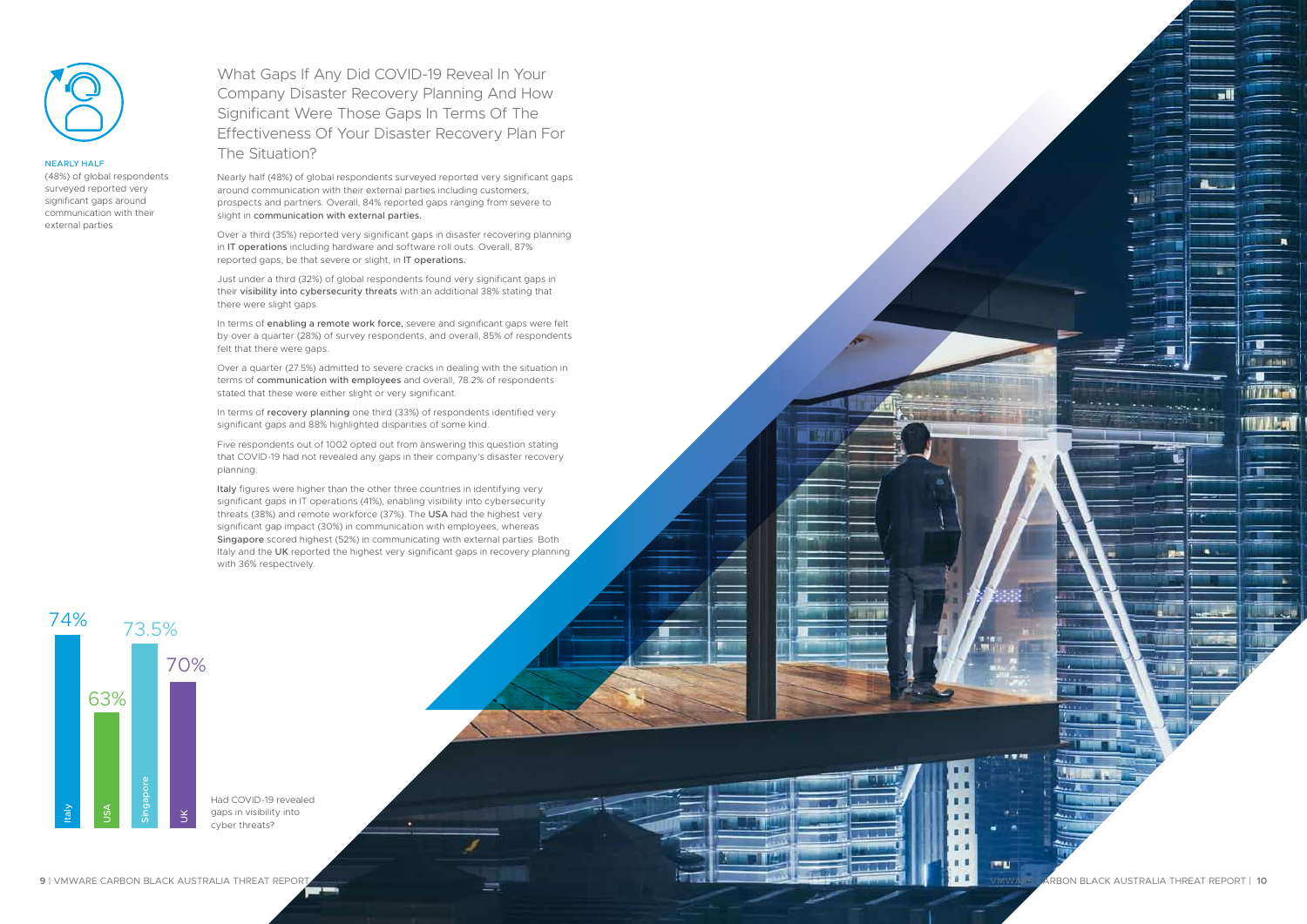NEARLY HALF (48%) of global respondents surveyed reported very significant gaps around communication with their external parties

## What Gaps If Any Did COVID-19 Reveal In Your Company Disaster Recovery Planning And How Significant Were Those Gaps In Terms Of The Effectiveness Of Your Disaster Recovery Plan For The Situation?

Nearly half (48%) of global respondents surveyed reported very significant gaps around communication with their external parties including customers, prospects and partners. Overall, 84% reported gaps ranging from severe to slight in **communication with external parties.**

Over a third (35%) reported very significant gaps in disaster recovering planning in **IT operations** including hardware and software roll outs. Overall, 87% reported gaps, be that severe or slight, in **IT operations.**

Just under a third (32%) of global respondents found very significant gaps in their **visibility into cybersecurity threats** with an additional 38% stating that there were slight gaps.

In terms of **enabling a remote work force,** severe and significant gaps were felt by over a quarter (28%) of survey respondents, and overall, 85% of respondents felt that there were gaps.

Over a quarter (27.5%) admitted to severe cracks in dealing with the situation in terms of **communication with employees** and overall, 78.2% of respondents stated that these were either slight or very significant.

In terms of **recovery planning** one third (33%) of respondents identified very significant gaps and 88% highlighted disparities of some kind.

Five respondents out of 1002 opted out from answering this question stating that COVID-19 had not revealed any gaps in their company's disaster recovery planning.

**Italy** figures were higher than the other three countries in identifying very significant gaps in IT operations (41%), enabling visibility into cybersecurity threats (38%) and remote workforce (37%). The **USA** had the highest very significant gap impact (30%) in communication with employees, whereas **Singapore** scored highest (52%) in communicating with external parties. Both Italy and the **UK** reported the highest very significant gaps in recovery planning with 36% respectively.

| Country | Had COVID-19 revealed gaps in visibility into cyber threats? |
| --- | --- |
| Italy | 74% |
| USA | 63% |
| Singapore | 73.5% |
| UK | 70% |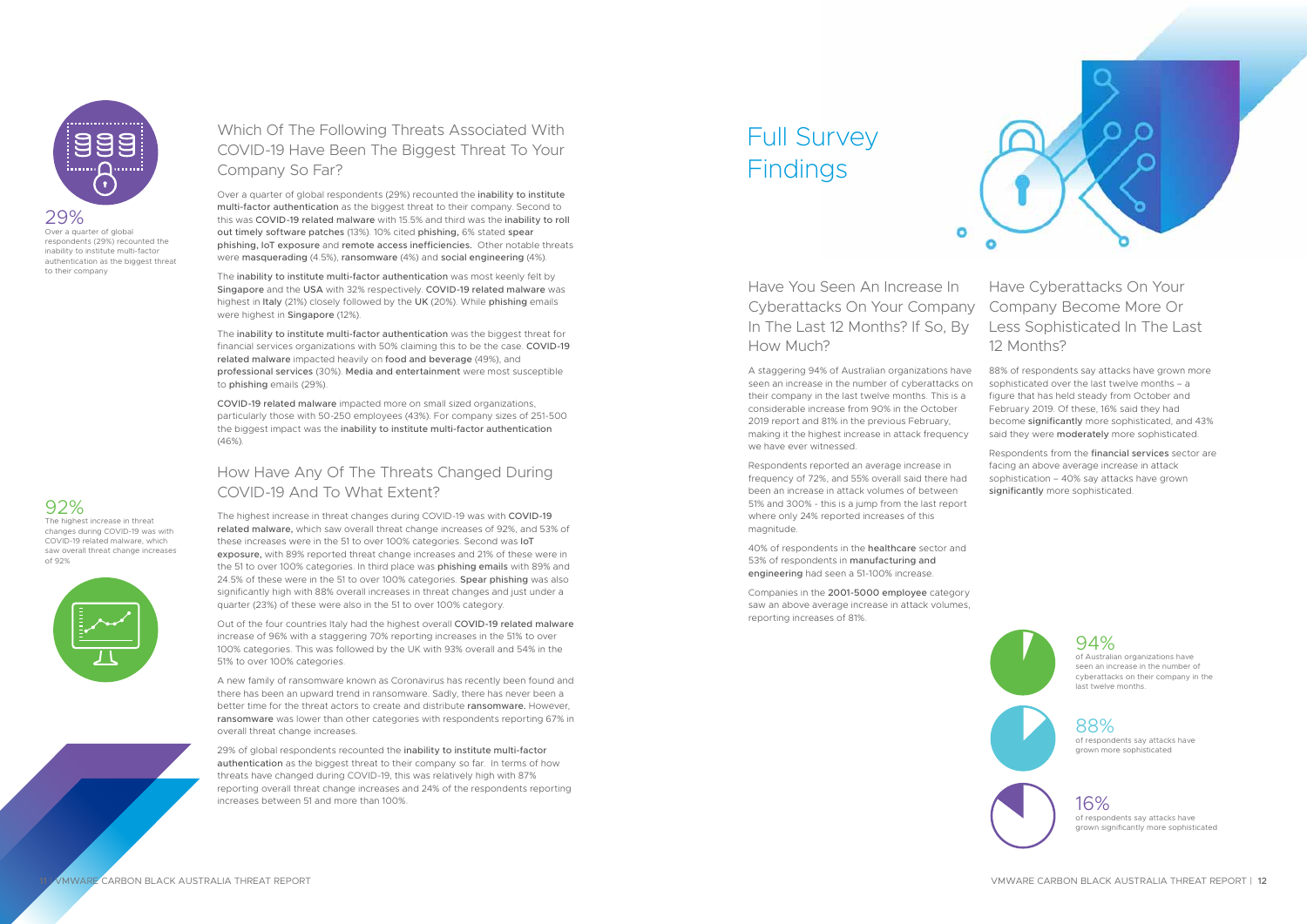29%

Over a quarter of global respondents (29%) recounted the inability to institute multi-factor authentication as the biggest threat to their company

## Which Of The Following Threats Associated With COVID-19 Have Been The Biggest Threat To Your Company So Far?

Over a quarter of global respondents (29%) recounted the inability to institute multi-factor authentication as the biggest threat to their company. Second to this was COVID-19 related malware with 15.5% and third was the inability to roll out timely software patches (13%). 10% cited phishing, 6% stated spear phishing, IoT exposure and remote access inefficiencies. Other notable threats were masquerading (4.5%), ransomware (4%) and social engineering (4%).

The inability to institute multi-factor authentication was most keenly felt by Singapore and the USA with 32% respectively. COVID-19 related malware was highest in Italy (21%) closely followed by the UK (20%). While phishing emails were highest in Singapore (12%).

The inability to institute multi-factor authentication was the biggest threat for financial services organizations with 50% claiming this to be the case. COVID-19 related malware impacted heavily on food and beverage (49%), and professional services (30%). Media and entertainment were most susceptible to phishing emails (29%).

COVID-19 related malware impacted more on small sized organizations, particularly those with 50-250 employees (43%). For company sizes of 251-500 the biggest impact was the inability to institute multi-factor authentication (46%).

92%

The highest increase in threat changes during COVID-19 was with COVID-19 related malware, which saw overall threat change increases of 92%

## How Have Any Of The Threats Changed During COVID-19 And To What Extent?

The highest increase in threat changes during COVID-19 was with COVID-19 related malware, which saw overall threat change increases of 92%, and 53% of these increases were in the 51 to over 100% categories. Second was IoT exposure, with 89% reported threat change increases and 21% of these were in the 51 to over 100% categories. In third place was phishing emails with 89% and 24.5% of these were in the 51 to over 100% categories. Spear phishing was also significantly high with 88% overall increases in threat changes and just under a quarter (23%) of these were also in the 51 to over 100% category.

Out of the four countries Italy had the highest overall COVID-19 related malware increase of 96% with a staggering 70% reporting increases in the 51% to over 100% categories. This was followed by the UK with 93% overall and 54% in the 51% to over 100% categories.

A new family of ransomware known as Coronavirus has recently been found and there has been an upward trend in ransomware. Sadly, there has never been a better time for the threat actors to create and distribute ransomware. However, ransomware was lower than other categories with respondents reporting 67% in overall threat change increases.

29% of global respondents recounted the inability to institute multi-factor authentication as the biggest threat to their company so far. In terms of how threats have changed during COVID-19, this was relatively high with 87% reporting overall threat change increases and 24% of the respondents reporting increases between 51 and more than 100%.

# Full Survey Findings

## Have You Seen An Increase In Cyberattacks On Your Company In The Last 12 Months? If So, By How Much?

A staggering 94% of Australian organizations have seen an increase in the number of cyberattacks on their company in the last twelve months. This is a considerable increase from 90% in the October 2019 report and 81% in the previous February, making it the highest increase in attack frequency we have ever witnessed.

Respondents reported an average increase in frequency of 72%, and 55% overall said there had been an increase in attack volumes of between 51% and 300% - this is a jump from the last report where only 24% reported increases of this magnitude.

40% of respondents in the healthcare sector and 53% of respondents in manufacturing and engineering had seen a 51-100% increase.

Companies in the 2001-5000 employee category saw an above average increase in attack volumes, reporting increases of 81%.

## Have Cyberattacks On Your Company Become More Or Less Sophisticated In The Last 12 Months?

88% of respondents say attacks have grown more sophisticated over the last twelve months – a figure that has held steady from October and February 2019. Of these, 16% said they had become significantly more sophisticated, and 43% said they were moderately more sophisticated.

Respondents from the financial services sector are facing an above average increase in attack sophistication – 40% say attacks have grown significantly more sophisticated.

94%

of Australian organizations have seen an increase in the number of cyberattacks on their company in the last twelve months.

88%

of respondents say attacks have grown more sophisticated

16%

of respondents say attacks have grown significantly more sophisticated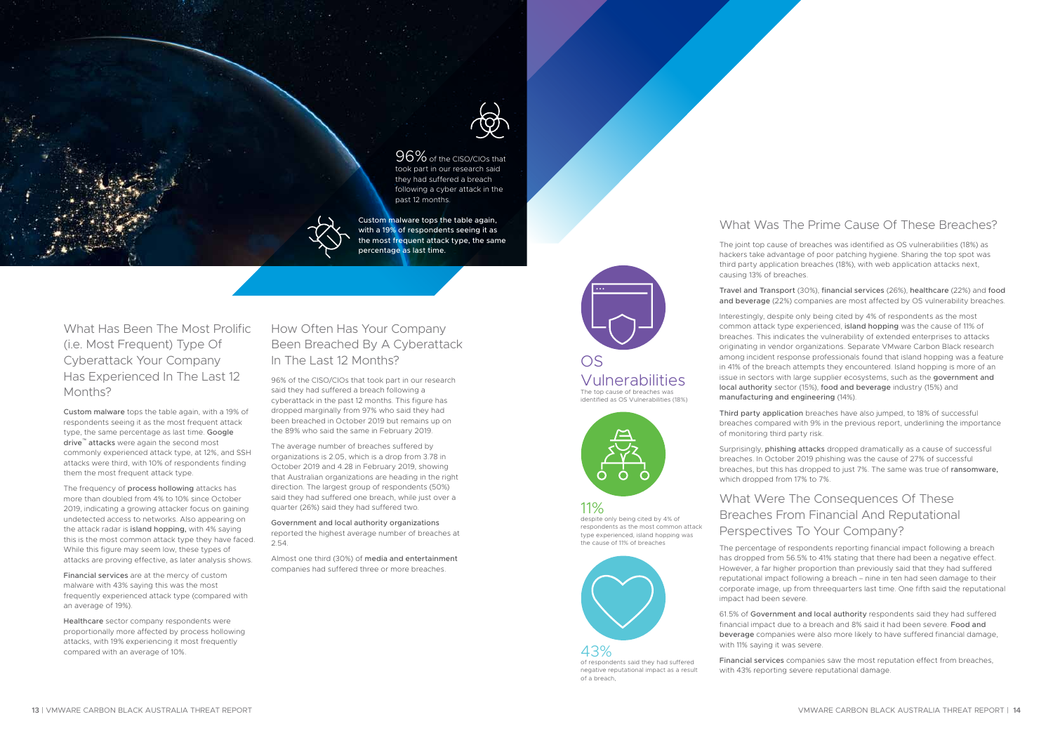96% of the CISO/CIOs that took part in our research said they had suffered a breach following a cyber attack in the past 12 months.

Custom malware tops the table again, with a 19% of respondents seeing it as the most frequent attack type, the same percentage as last time.

## What Has Been The Most Prolific (i.e. Most Frequent) Type Of Cyberattack Your Company Has Experienced In The Last 12 Months?

Custom malware tops the table again, with a 19% of respondents seeing it as the most frequent attack type, the same percentage as last time. Google drive™ attacks were again the second most commonly experienced attack type, at 12%, and SSH attacks were third, with 10% of respondents finding them the most frequent attack type.

The frequency of process hollowing attacks has more than doubled from 4% to 10% since October 2019, indicating a growing attacker focus on gaining undetected access to networks. Also appearing on the attack radar is island hopping, with 4% saying this is the most common attack type they have faced. While this figure may seem low, these types of attacks are proving effective, as later analysis shows.

Financial services are at the mercy of custom malware with 43% saying this was the most frequently experienced attack type (compared with an average of 19%).

Healthcare sector company respondents were proportionally more affected by process hollowing attacks, with 19% experiencing it most frequently compared with an average of 10%.

## How Often Has Your Company Been Breached By A Cyberattack In The Last 12 Months?

96% of the CISO/CIOs that took part in our research said they had suffered a breach following a cyberattack in the past 12 months. This figure has dropped marginally from 97% who said they had been breached in October 2019 but remains up on the 89% who said the same in February 2019.

The average number of breaches suffered by organizations is 2.05, which is a drop from 3.78 in October 2019 and 4.28 in February 2019, showing that Australian organizations are heading in the right direction. The largest group of respondents (50%) said they had suffered one breach, while just over a quarter (26%) said they had suffered two.

Government and local authority organizations reported the highest average number of breaches at 2.54.

Almost one third (30%) of media and entertainment companies had suffered three or more breaches.

**OS Vulnerabilities**
The top cause of breaches was identified as OS Vulnerabilities (18%)

**11%**
despite only being cited by 4% of respondents as the most common attack type experienced, island hopping was the cause of 11% of breaches

**43%**
of respondents said they had suffered negative reputational impact as a result of a breach,

## What Was The Prime Cause Of These Breaches?

The joint top cause of breaches was identified as OS vulnerabilities (18%) as hackers take advantage of poor patching hygiene. Sharing the top spot was third party application breaches (18%), with web application attacks next, causing 13% of breaches.

Travel and Transport (30%), financial services (26%), healthcare (22%) and food and beverage (22%) companies are most affected by OS vulnerability breaches.

Interestingly, despite only being cited by 4% of respondents as the most common attack type experienced, island hopping was the cause of 11% of breaches. This indicates the vulnerability of extended enterprises to attacks originating in vendor organizations. Separate VMware Carbon Black research among incident response professionals found that island hopping was a feature in 41% of the breach attempts they encountered. Island hopping is more of an issue in sectors with large supplier ecosystems, such as the government and local authority sector (15%), food and beverage industry (15%) and manufacturing and engineering (14%).

Third party application breaches have also jumped, to 18% of successful breaches compared with 9% in the previous report, underlining the importance of monitoring third party risk.

Surprisingly, phishing attacks dropped dramatically as a cause of successful breaches. In October 2019 phishing was the cause of 27% of successful breaches, but this has dropped to just 7%. The same was true of ransomware, which dropped from 17% to 7%.

## What Were The Consequences Of These Breaches From Financial And Reputational Perspectives To Your Company?

The percentage of respondents reporting financial impact following a breach has dropped from 56.5% to 41% stating that there had been a negative effect. However, a far higher proportion than previously said that they had suffered reputational impact following a breach – nine in ten had seen damage to their corporate image, up from threequarters last time. One fifth said the reputational impact had been severe.

61.5% of Government and local authority respondents said they had suffered financial impact due to a breach and 8% said it had been severe. Food and beverage companies were also more likely to have suffered financial damage, with 11% saying it was severe.

Financial services companies saw the most reputation effect from breaches, with 43% reporting severe reputational damage.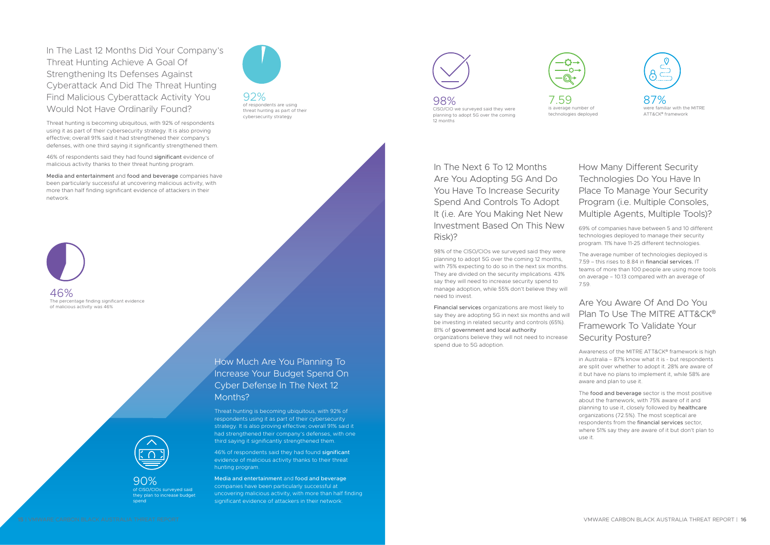## In The Last 12 Months Did Your Company's Threat Hunting Achieve A Goal Of Strengthening Its Defenses Against Cyberattack And Did The Threat Hunting Find Malicious Cyberattack Activity You Would Not Have Ordinarily Found?

Threat hunting is becoming ubiquitous, with 92% of respondents using it as part of their cybersecurity strategy. It is also proving effective; overall 91% said it had strengthened their company's defenses, with one third saying it significantly strengthened them.

46% of respondents said they had found significant evidence of malicious activity thanks to their threat hunting program.

Media and entertainment and food and beverage companies have been particularly successful at uncovering malicious activity, with more than half finding significant evidence of attackers in their network.

92%
of respondents are using threat hunting as part of their cybersecurity strategy

46%
The percentage finding significant evidence of malicious activity was 46%

## How Much Are You Planning To Increase Your Budget Spend On Cyber Defense In The Next 12 Months?

Threat hunting is becoming ubiquitous, with 92% of respondents using it as part of their cybersecurity strategy. It is also proving effective; overall 91% said it had strengthened their company's defenses, with one third saying it significantly strengthened them.

46% of respondents said they had found significant evidence of malicious activity thanks to their threat hunting program.

Media and entertainment and food and beverage companies have been particularly successful at uncovering malicious activity, with more than half finding significant evidence of attackers in their network.

90%
of CISO/CIOs surveyed said they plan to increase budget spend

98%
CISO/CIO we surveyed said they were planning to adopt 5G over the coming 12 months

7.59
is average number of technologies deployed

87%
were familiar with the MITRE ATT&CK® framework

## In The Next 6 To 12 Months Are You Adopting 5G And Do You Have To Increase Security Spend And Controls To Adopt It (i.e. Are You Making Net New Investment Based On This New Risk)?

98% of the CISO/CIOs we surveyed said they were planning to adopt 5G over the coming 12 months, with 75% expecting to do so in the next six months. They are divided on the security implications. 43% say they will need to increase security spend to manage adoption, while 55% don't believe they will need to invest.

Financial services organizations are most likely to say they are adopting 5G in next six months and will be investing in related security and controls (65%). 81% of government and local authority organizations believe they will not need to increase spend due to 5G adoption.

## How Many Different Security Technologies Do You Have In Place To Manage Your Security Program (i.e. Multiple Consoles, Multiple Agents, Multiple Tools)?

69% of companies have between 5 and 10 different technologies deployed to manage their security program. 11% have 11-25 different technologies.

The average number of technologies deployed is 7.59 – this rises to 8.84 in financial services. IT teams of more than 100 people are using more tools on average – 10.13 compared with an average of 7.59.

## Are You Aware Of And Do You Plan To Use The MITRE ATT&CK® Framework To Validate Your Security Posture?

Awareness of the MITRE ATT&CK® framework is high in Australia – 87% know what it is - but respondents are split over whether to adopt it. 28% are aware of it but have no plans to implement it, while 58% are aware and plan to use it.

The food and beverage sector is the most positive about the framework, with 75% aware of it and planning to use it, closely followed by healthcare organizations (72.5%). The most sceptical are respondents from the financial services sector, where 51% say they are aware of it but don't plan to use it.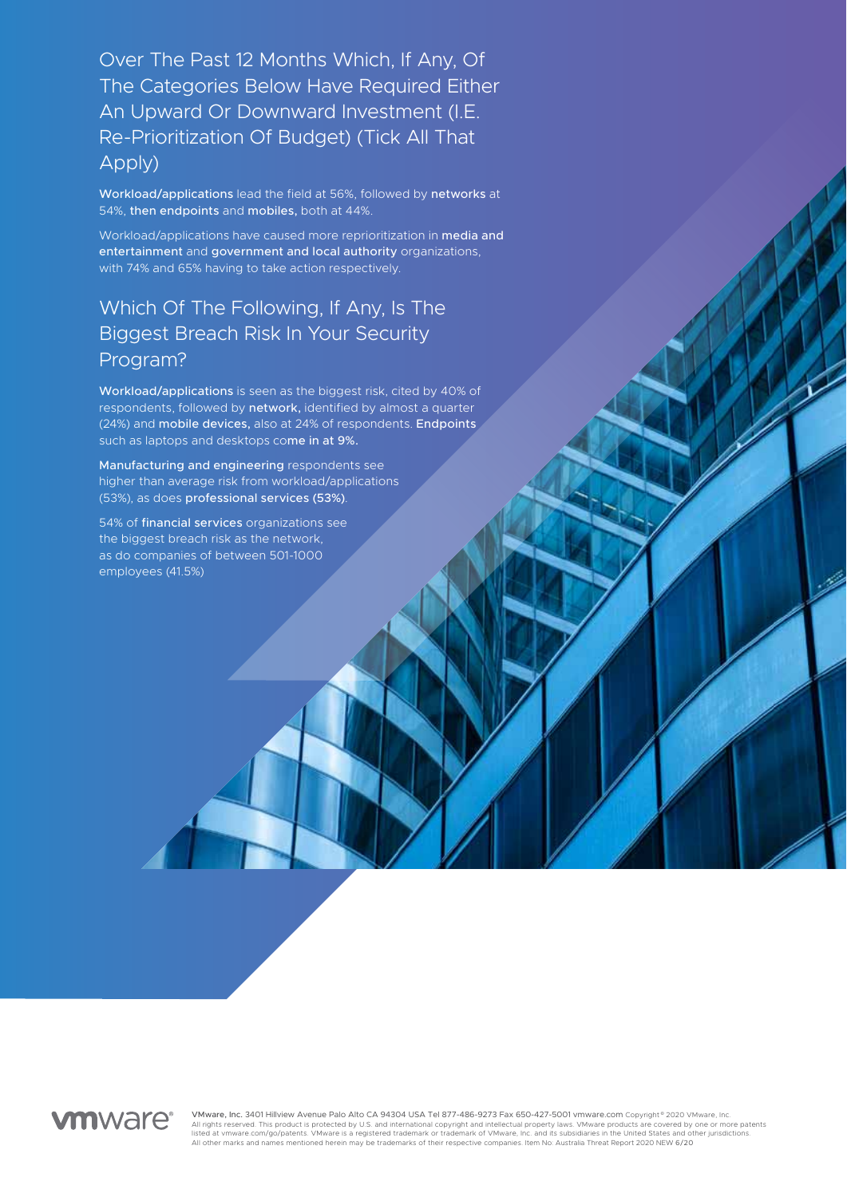## Over The Past 12 Months Which, If Any, Of The Categories Below Have Required Either An Upward Or Downward Investment (I.E. Re-Prioritization Of Budget) (Tick All That Apply)

**Workload/applications** lead the field at 56%, followed by **networks** at 54%, **then endpoints** and **mobiles,** both at 44%.

Workload/applications have caused more reprioritization in **media and entertainment** and **government and local authority** organizations, with 74% and 65% having to take action respectively.

## Which Of The Following, If Any, Is The Biggest Breach Risk In Your Security Program?

**Workload/applications** is seen as the biggest risk, cited by 40% of respondents, followed by **network,** identified by almost a quarter (24%) and **mobile devices,** also at 24% of respondents. **Endpoints** such as laptops and desktops come in at 9%.

**Manufacturing and engineering** respondents see higher than average risk from workload/applications (53%), as does **professional services (53%)**.

54% of **financial services** organizations see the biggest breach risk as the network, as do companies of between 501-1000 employees (41.5%)

vmware®

**VMware, Inc.** 3401 Hillview Avenue Palo Alto CA 94304 USA Tel 877-486-9273 Fax 650-427-5001 vmware.com Copyright © 2020 VMware, Inc. All rights reserved. This product is protected by U.S. and international copyright and intellectual property laws. VMware products are covered by one or more patents listed at vmware.com/go/patents. VMware is a registered trademark or trademark of VMware, Inc. and its subsidiaries in the United States and other jurisdictions. All other marks and names mentioned herein may be trademarks of their respective companies. Item No: Australia Threat Report 2020 NEW 6/20